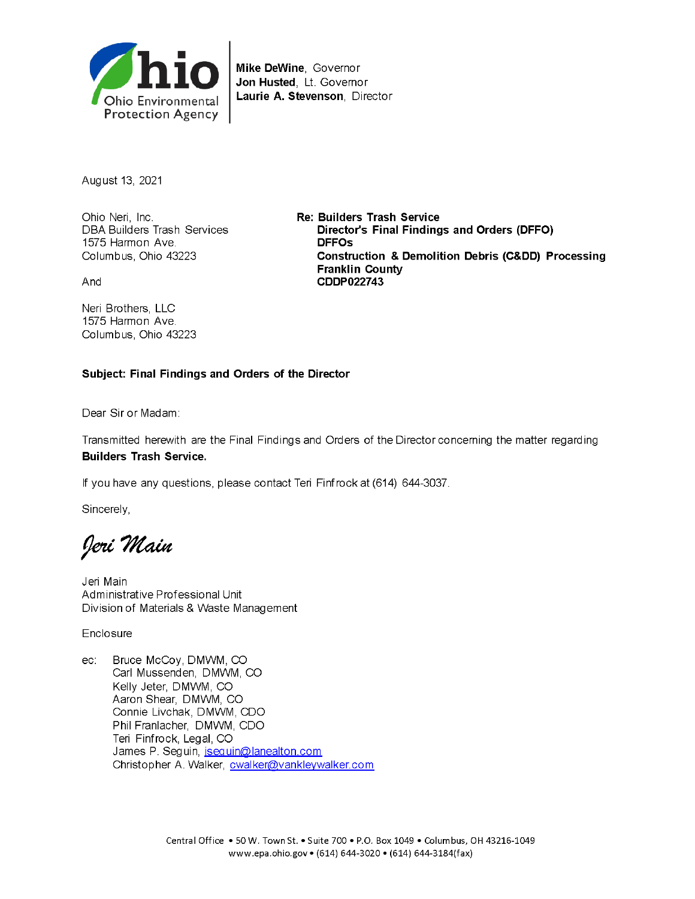Ohio Environmental Protection Agency

**Mike DeWine**, Governor
**Jon Husted**, Lt. Governor
**Laurie A. Stevenson**, Director

August 13, 2021

Ohio Neri, Inc.
DBA Builders Trash Services
1575 Harmon Ave.
Columbus, Ohio 43223

And

Neri Brothers, LLC
1575 Harmon Ave.
Columbus, Ohio 43223

**Re: Builders Trash Service**
**Director's Final Findings and Orders (DFFO)**
**DFFOs**
**Construction & Demolition Debris (C&DD) Processing**
**Franklin County**
**CDDP022743**

**Subject: Final Findings and Orders of the Director**

Dear Sir or Madam:

Transmitted herewith are the Final Findings and Orders of the Director concerning the matter regarding **Builders Trash Service.**

If you have any questions, please contact Teri Finfrock at (614) 644-3037.

Sincerely,

*Jeri Main*

Jeri Main
Administrative Professional Unit
Division of Materials & Waste Management

Enclosure

ec: Bruce McCoy, DMWM, CO
Carl Mussenden, DMWM, CO
Kelly Jeter, DMWM, CO
Aaron Shear, DMWM, CO
Connie Livchak, DMWM, CDO
Phil Franlacher, DMWM, CDO
Teri Finfrock, Legal, CO
James P. Seguin, jseguin@lanealton.com
Christopher A. Walker, cwalker@vankleywalker.com

Central Office • 50 W. Town St. • Suite 700 • P.O. Box 1049 • Columbus, OH 43216-1049
www.epa.ohio.gov • (614) 644-3020 • (614) 644-3184(fax)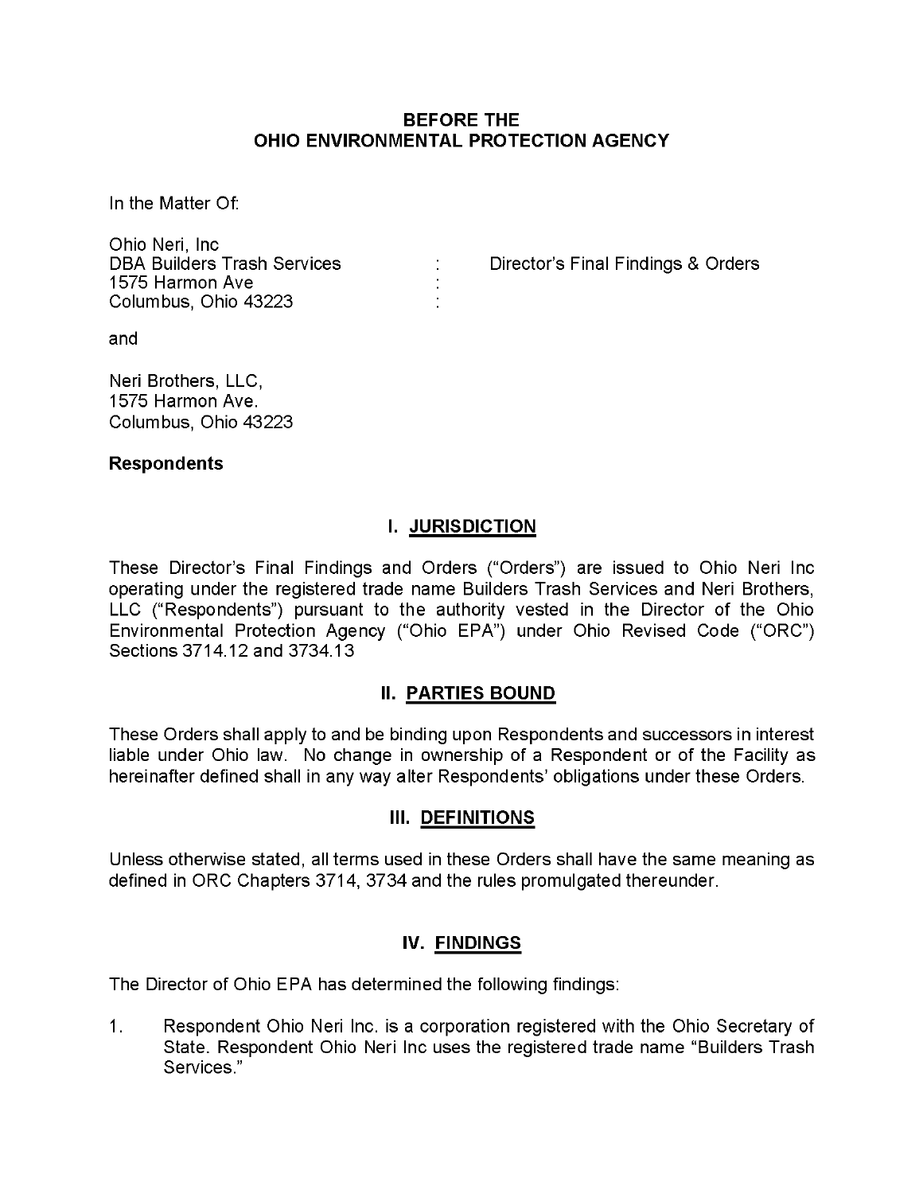**BEFORE THE**
**OHIO ENVIRONMENTAL PROTECTION AGENCY**

In the Matter Of:

Ohio Neri, Inc
DBA Builders Trash Services : Director's Final Findings & Orders
1575 Harmon Ave :
Columbus, Ohio 43223 :

and

Neri Brothers, LLC,
1575 Harmon Ave.
Columbus, Ohio 43223

**Respondents**

## I. JURISDICTION

These Director's Final Findings and Orders ("Orders") are issued to Ohio Neri Inc operating under the registered trade name Builders Trash Services and Neri Brothers, LLC ("Respondents") pursuant to the authority vested in the Director of the Ohio Environmental Protection Agency ("Ohio EPA") under Ohio Revised Code ("ORC") Sections 3714.12 and 3734.13

## II. PARTIES BOUND

These Orders shall apply to and be binding upon Respondents and successors in interest liable under Ohio law. No change in ownership of a Respondent or of the Facility as hereinafter defined shall in any way alter Respondents' obligations under these Orders.

## III. DEFINITIONS

Unless otherwise stated, all terms used in these Orders shall have the same meaning as defined in ORC Chapters 3714, 3734 and the rules promulgated thereunder.

## IV. FINDINGS

The Director of Ohio EPA has determined the following findings:

1. Respondent Ohio Neri Inc. is a corporation registered with the Ohio Secretary of State. Respondent Ohio Neri Inc uses the registered trade name "Builders Trash Services."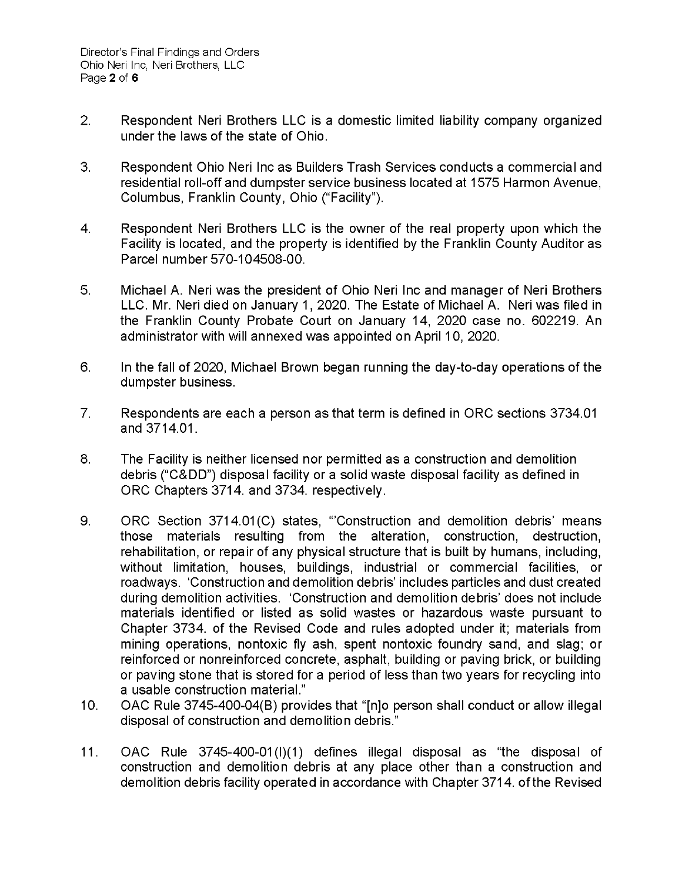2. Respondent Neri Brothers LLC is a domestic limited liability company organized under the laws of the state of Ohio.

3. Respondent Ohio Neri Inc as Builders Trash Services conducts a commercial and residential roll-off and dumpster service business located at 1575 Harmon Avenue, Columbus, Franklin County, Ohio ("Facility").

4. Respondent Neri Brothers LLC is the owner of the real property upon which the Facility is located, and the property is identified by the Franklin County Auditor as Parcel number 570-104508-00.

5. Michael A. Neri was the president of Ohio Neri Inc and manager of Neri Brothers LLC. Mr. Neri died on January 1, 2020. The Estate of Michael A. Neri was filed in the Franklin County Probate Court on January 14, 2020 case no. 602219. An administrator with will annexed was appointed on April 10, 2020.

6. In the fall of 2020, Michael Brown began running the day-to-day operations of the dumpster business.

7. Respondents are each a person as that term is defined in ORC sections 3734.01 and 3714.01.

8. The Facility is neither licensed nor permitted as a construction and demolition debris ("C&DD") disposal facility or a solid waste disposal facility as defined in ORC Chapters 3714. and 3734. respectively.

9. ORC Section 3714.01(C) states, "'Construction and demolition debris' means those materials resulting from the alteration, construction, destruction, rehabilitation, or repair of any physical structure that is built by humans, including, without limitation, houses, buildings, industrial or commercial facilities, or roadways. 'Construction and demolition debris' includes particles and dust created during demolition activities. 'Construction and demolition debris' does not include materials identified or listed as solid wastes or hazardous waste pursuant to Chapter 3734. of the Revised Code and rules adopted under it; materials from mining operations, nontoxic fly ash, spent nontoxic foundry sand, and slag; or reinforced or nonreinforced concrete, asphalt, building or paving brick, or building or paving stone that is stored for a period of less than two years for recycling into a usable construction material."

10. OAC Rule 3745-400-04(B) provides that "[n]o person shall conduct or allow illegal disposal of construction and demolition debris."

11. OAC Rule 3745-400-01(I)(1) defines illegal disposal as "the disposal of construction and demolition debris at any place other than a construction and demolition debris facility operated in accordance with Chapter 3714. of the Revised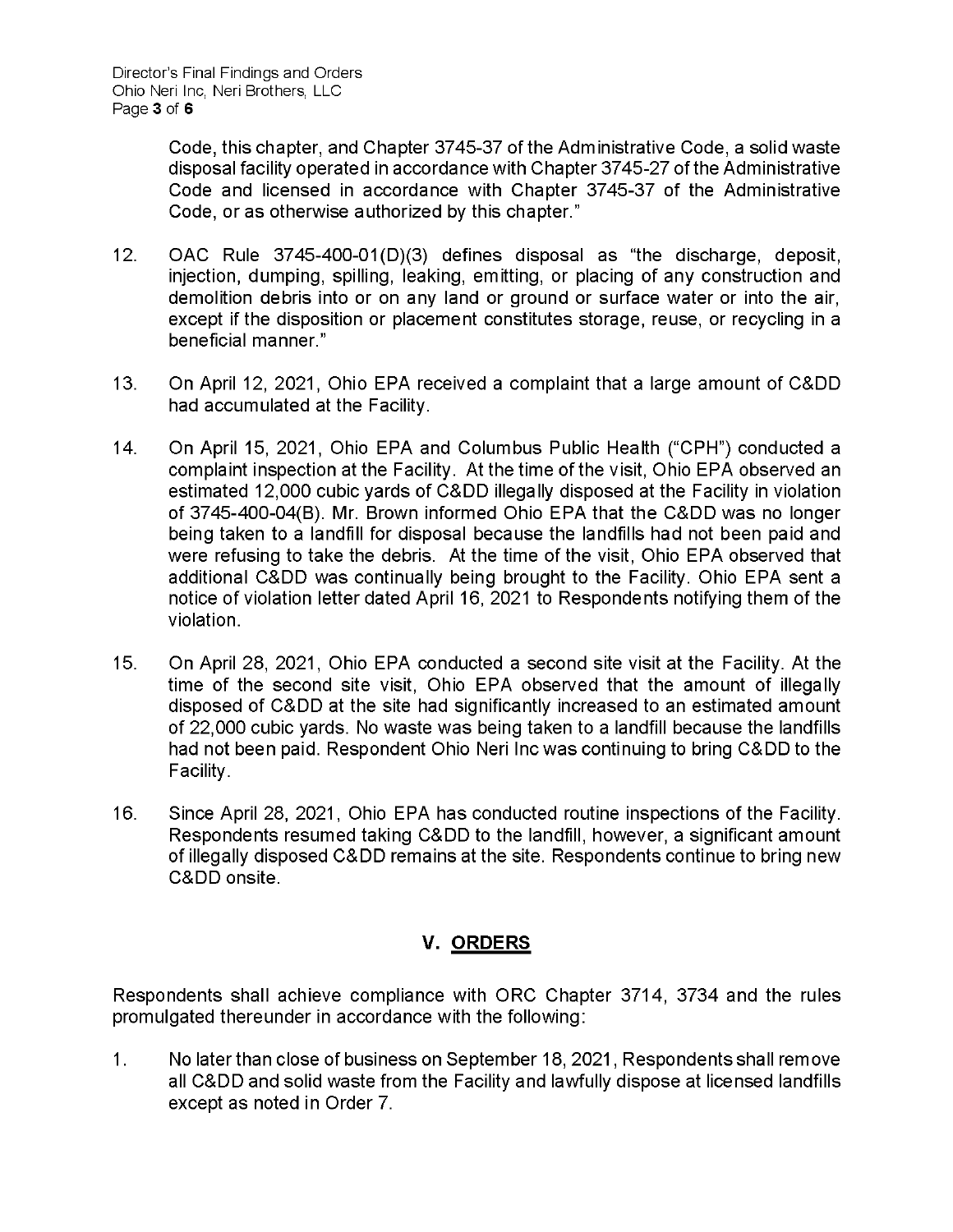Code, this chapter, and Chapter 3745-37 of the Administrative Code, a solid waste disposal facility operated in accordance with Chapter 3745-27 of the Administrative Code and licensed in accordance with Chapter 3745-37 of the Administrative Code, or as otherwise authorized by this chapter."

12. OAC Rule 3745-400-01(D)(3) defines disposal as "the discharge, deposit, injection, dumping, spilling, leaking, emitting, or placing of any construction and demolition debris into or on any land or ground or surface water or into the air, except if the disposition or placement constitutes storage, reuse, or recycling in a beneficial manner."

13. On April 12, 2021, Ohio EPA received a complaint that a large amount of C&DD had accumulated at the Facility.

14. On April 15, 2021, Ohio EPA and Columbus Public Health ("CPH") conducted a complaint inspection at the Facility. At the time of the visit, Ohio EPA observed an estimated 12,000 cubic yards of C&DD illegally disposed at the Facility in violation of 3745-400-04(B). Mr. Brown informed Ohio EPA that the C&DD was no longer being taken to a landfill for disposal because the landfills had not been paid and were refusing to take the debris. At the time of the visit, Ohio EPA observed that additional C&DD was continually being brought to the Facility. Ohio EPA sent a notice of violation letter dated April 16, 2021 to Respondents notifying them of the violation.

15. On April 28, 2021, Ohio EPA conducted a second site visit at the Facility. At the time of the second site visit, Ohio EPA observed that the amount of illegally disposed of C&DD at the site had significantly increased to an estimated amount of 22,000 cubic yards. No waste was being taken to a landfill because the landfills had not been paid. Respondent Ohio Neri Inc was continuing to bring C&DD to the Facility.

16. Since April 28, 2021, Ohio EPA has conducted routine inspections of the Facility. Respondents resumed taking C&DD to the landfill, however, a significant amount of illegally disposed C&DD remains at the site. Respondents continue to bring new C&DD onsite.

## V. ORDERS

Respondents shall achieve compliance with ORC Chapter 3714, 3734 and the rules promulgated thereunder in accordance with the following:

1. No later than close of business on September 18, 2021, Respondents shall remove all C&DD and solid waste from the Facility and lawfully dispose at licensed landfills except as noted in Order 7.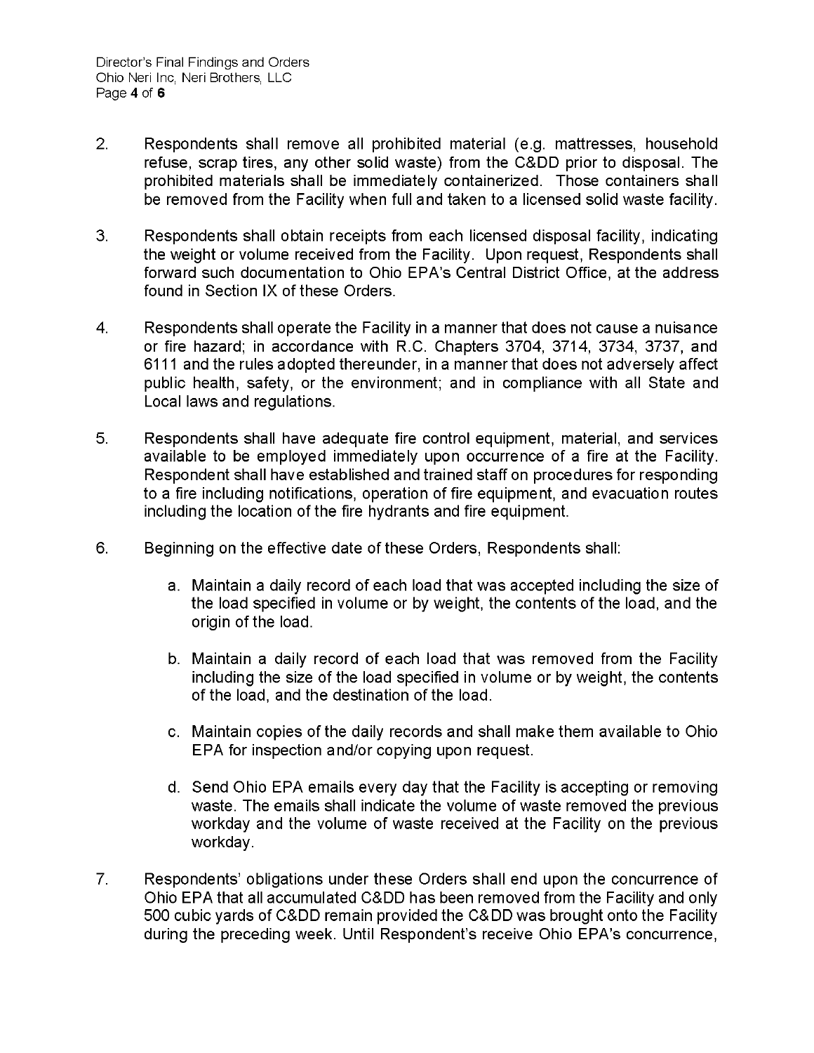2. Respondents shall remove all prohibited material (e.g. mattresses, household refuse, scrap tires, any other solid waste) from the C&DD prior to disposal. The prohibited materials shall be immediately containerized. Those containers shall be removed from the Facility when full and taken to a licensed solid waste facility.

3. Respondents shall obtain receipts from each licensed disposal facility, indicating the weight or volume received from the Facility. Upon request, Respondents shall forward such documentation to Ohio EPA's Central District Office, at the address found in Section IX of these Orders.

4. Respondents shall operate the Facility in a manner that does not cause a nuisance or fire hazard; in accordance with R.C. Chapters 3704, 3714, 3734, 3737, and 6111 and the rules adopted thereunder, in a manner that does not adversely affect public health, safety, or the environment; and in compliance with all State and Local laws and regulations.

5. Respondents shall have adequate fire control equipment, material, and services available to be employed immediately upon occurrence of a fire at the Facility. Respondent shall have established and trained staff on procedures for responding to a fire including notifications, operation of fire equipment, and evacuation routes including the location of the fire hydrants and fire equipment.

6. Beginning on the effective date of these Orders, Respondents shall:

   a. Maintain a daily record of each load that was accepted including the size of the load specified in volume or by weight, the contents of the load, and the origin of the load.

   b. Maintain a daily record of each load that was removed from the Facility including the size of the load specified in volume or by weight, the contents of the load, and the destination of the load.

   c. Maintain copies of the daily records and shall make them available to Ohio EPA for inspection and/or copying upon request.

   d. Send Ohio EPA emails every day that the Facility is accepting or removing waste. The emails shall indicate the volume of waste removed the previous workday and the volume of waste received at the Facility on the previous workday.

7. Respondents' obligations under these Orders shall end upon the concurrence of Ohio EPA that all accumulated C&DD has been removed from the Facility and only 500 cubic yards of C&DD remain provided the C&DD was brought onto the Facility during the preceding week. Until Respondent's receive Ohio EPA's concurrence,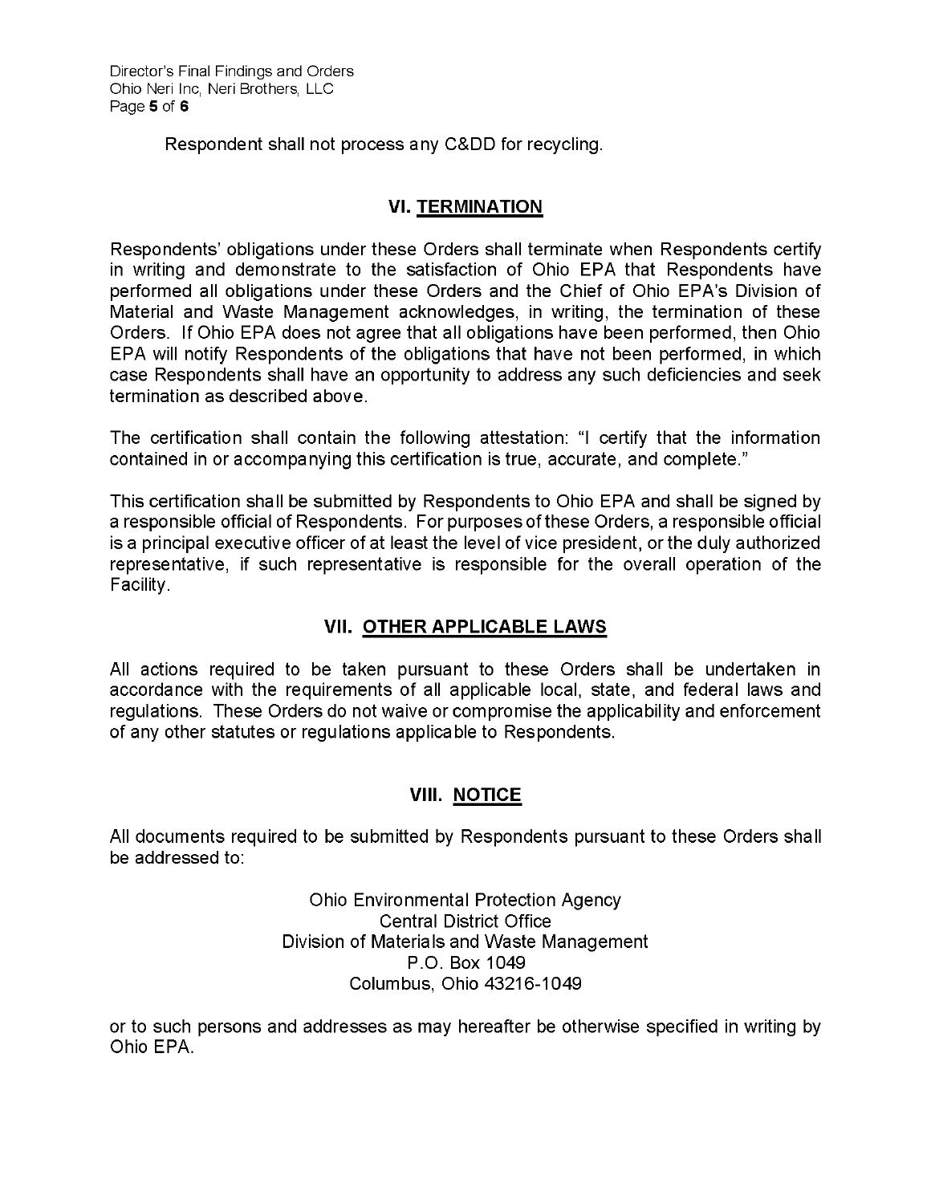Respondent shall not process any C&DD for recycling.

## VI. TERMINATION

Respondents' obligations under these Orders shall terminate when Respondents certify in writing and demonstrate to the satisfaction of Ohio EPA that Respondents have performed all obligations under these Orders and the Chief of Ohio EPA's Division of Material and Waste Management acknowledges, in writing, the termination of these Orders. If Ohio EPA does not agree that all obligations have been performed, then Ohio EPA will notify Respondents of the obligations that have not been performed, in which case Respondents shall have an opportunity to address any such deficiencies and seek termination as described above.

The certification shall contain the following attestation: "I certify that the information contained in or accompanying this certification is true, accurate, and complete."

This certification shall be submitted by Respondents to Ohio EPA and shall be signed by a responsible official of Respondents. For purposes of these Orders, a responsible official is a principal executive officer of at least the level of vice president, or the duly authorized representative, if such representative is responsible for the overall operation of the Facility.

## VII. OTHER APPLICABLE LAWS

All actions required to be taken pursuant to these Orders shall be undertaken in accordance with the requirements of all applicable local, state, and federal laws and regulations. These Orders do not waive or compromise the applicability and enforcement of any other statutes or regulations applicable to Respondents.

## VIII. NOTICE

All documents required to be submitted by Respondents pursuant to these Orders shall be addressed to:

Ohio Environmental Protection Agency
Central District Office
Division of Materials and Waste Management
P.O. Box 1049
Columbus, Ohio 43216-1049

or to such persons and addresses as may hereafter be otherwise specified in writing by Ohio EPA.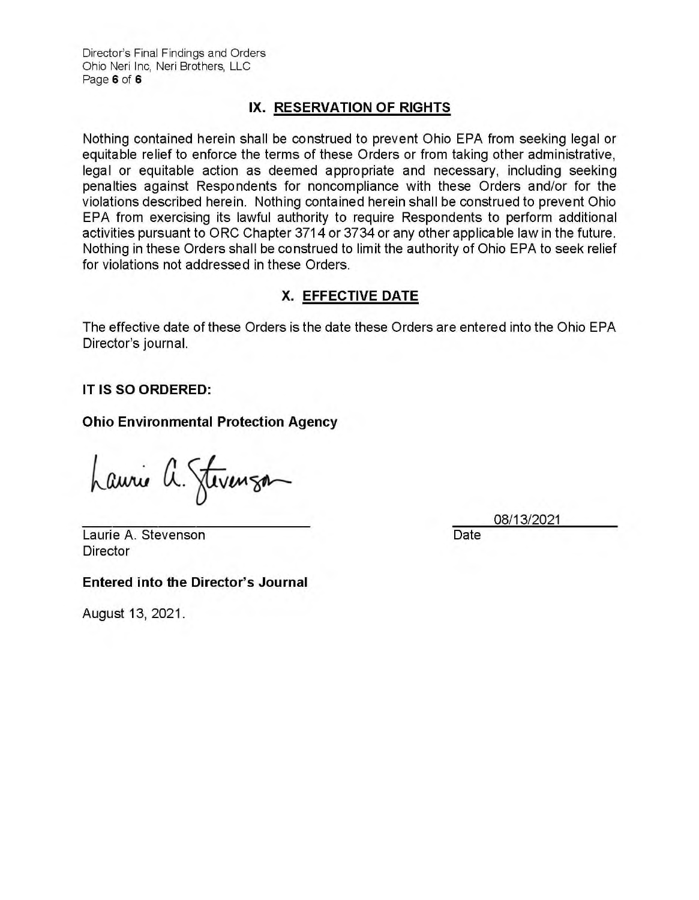## IX. RESERVATION OF RIGHTS

Nothing contained herein shall be construed to prevent Ohio EPA from seeking legal or equitable relief to enforce the terms of these Orders or from taking other administrative, legal or equitable action as deemed appropriate and necessary, including seeking penalties against Respondents for noncompliance with these Orders and/or for the violations described herein. Nothing contained herein shall be construed to prevent Ohio EPA from exercising its lawful authority to require Respondents to perform additional activities pursuant to ORC Chapter 3714 or 3734 or any other applicable law in the future. Nothing in these Orders shall be construed to limit the authority of Ohio EPA to seek relief for violations not addressed in these Orders.

## X. EFFECTIVE DATE

The effective date of these Orders is the date these Orders are entered into the Ohio EPA Director's journal.

**IT IS SO ORDERED:**

**Ohio Environmental Protection Agency**

Laurie A. Stevenson
Director

08/13/2021
Date

**Entered into the Director's Journal**

August 13, 2021.